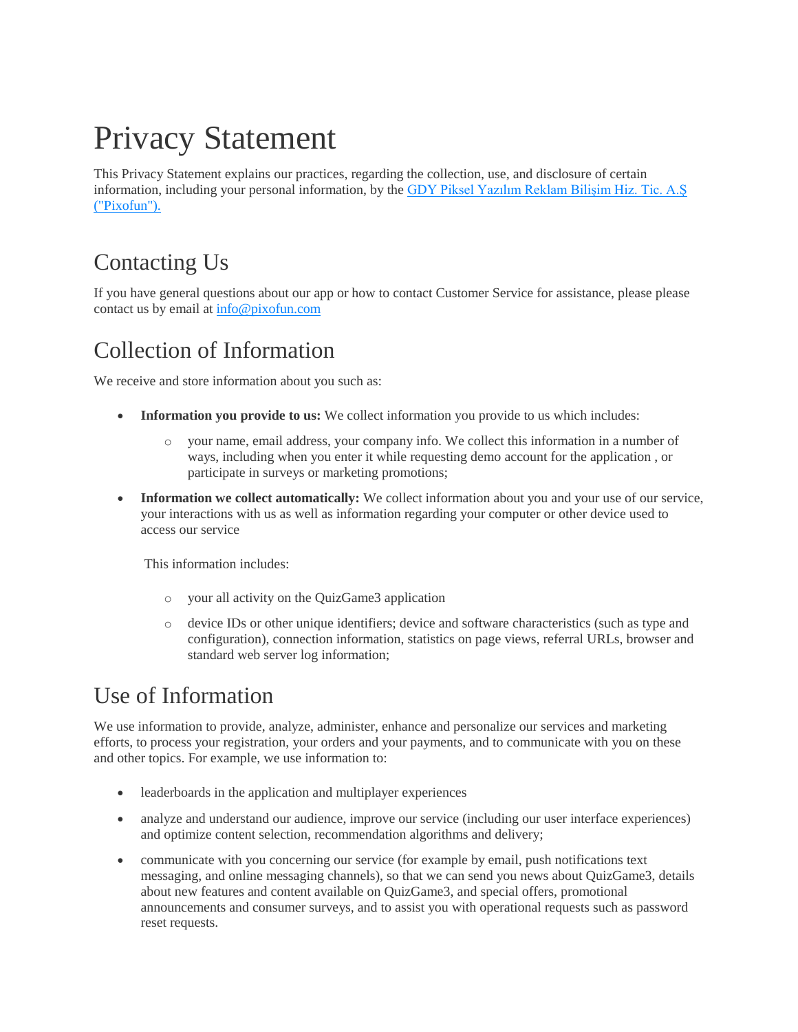# Privacy Statement

This Privacy Statement explains our practices, regarding the collection, use, and disclosure of certain information, including your personal information, by the GDY Piksel Yazılım Reklam Bilişim Hiz. Tic. A.Ş ("Pixofun").

## Contacting Us

If you have general questions about our app or how to contact Customer Service for assistance, please please contact us by email at info@pixofun.com

## Collection of Information

We receive and store information about you such as:

- **Information you provide to us:** We collect information you provide to us which includes:
  - your name, email address, your company info. We collect this information in a number of ways, including when you enter it while requesting demo account for the application , or participate in surveys or marketing promotions;
- **Information we collect automatically:** We collect information about you and your use of our service, your interactions with us as well as information regarding your computer or other device used to access our service

  This information includes:

  - your all activity on the QuizGame3 application
  - device IDs or other unique identifiers; device and software characteristics (such as type and configuration), connection information, statistics on page views, referral URLs, browser and standard web server log information;

## Use of Information

We use information to provide, analyze, administer, enhance and personalize our services and marketing efforts, to process your registration, your orders and your payments, and to communicate with you on these and other topics. For example, we use information to:

- leaderboards in the application and multiplayer experiences
- analyze and understand our audience, improve our service (including our user interface experiences) and optimize content selection, recommendation algorithms and delivery;
- communicate with you concerning our service (for example by email, push notifications text messaging, and online messaging channels), so that we can send you news about QuizGame3, details about new features and content available on QuizGame3, and special offers, promotional announcements and consumer surveys, and to assist you with operational requests such as password reset requests.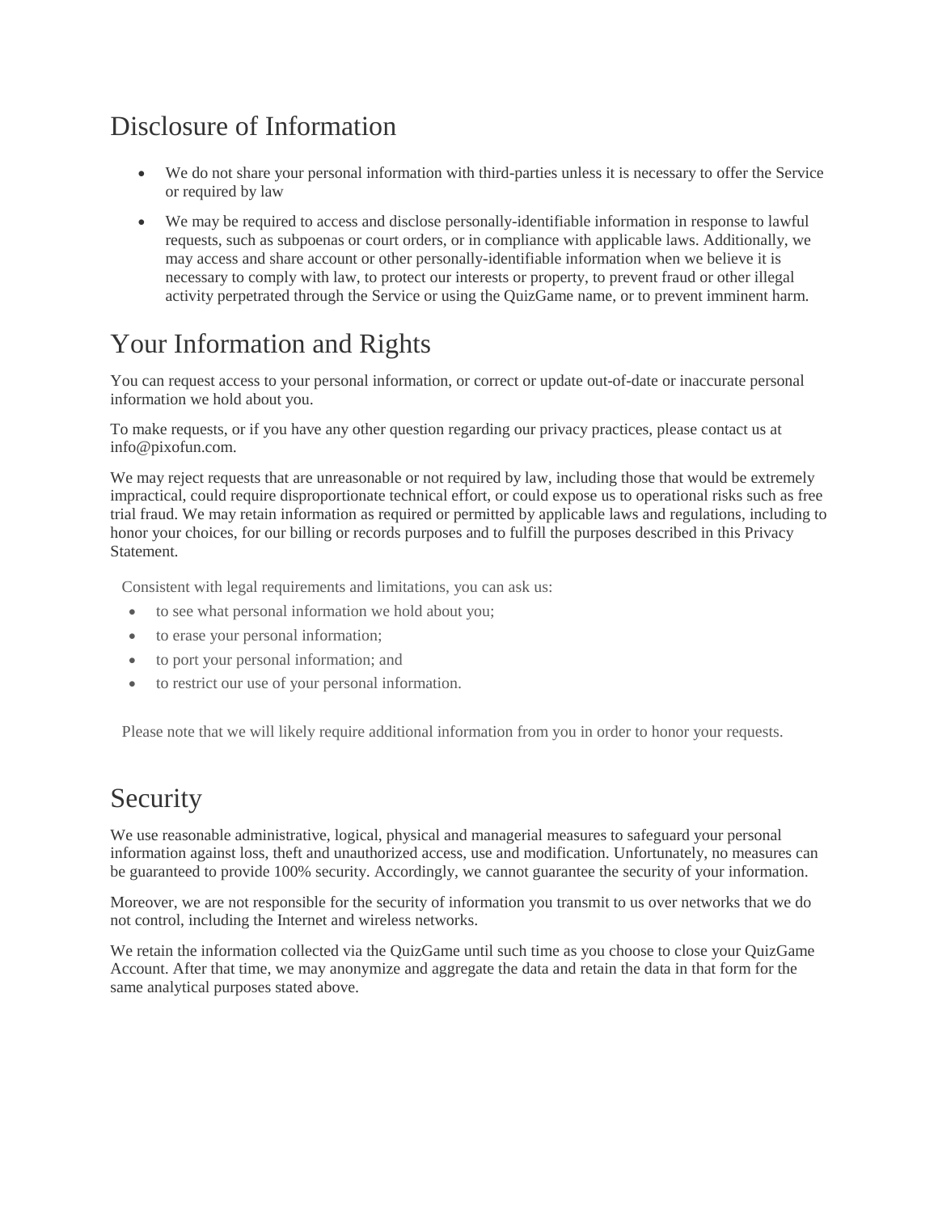# Disclosure of Information

- We do not share your personal information with third-parties unless it is necessary to offer the Service or required by law
- We may be required to access and disclose personally-identifiable information in response to lawful requests, such as subpoenas or court orders, or in compliance with applicable laws. Additionally, we may access and share account or other personally-identifiable information when we believe it is necessary to comply with law, to protect our interests or property, to prevent fraud or other illegal activity perpetrated through the Service or using the QuizGame name, or to prevent imminent harm.

# Your Information and Rights

You can request access to your personal information, or correct or update out-of-date or inaccurate personal information we hold about you.

To make requests, or if you have any other question regarding our privacy practices, please contact us at info@pixofun.com.

We may reject requests that are unreasonable or not required by law, including those that would be extremely impractical, could require disproportionate technical effort, or could expose us to operational risks such as free trial fraud. We may retain information as required or permitted by applicable laws and regulations, including to honor your choices, for our billing or records purposes and to fulfill the purposes described in this Privacy Statement.

Consistent with legal requirements and limitations, you can ask us:

- to see what personal information we hold about you;
- to erase your personal information;
- to port your personal information; and
- to restrict our use of your personal information.

Please note that we will likely require additional information from you in order to honor your requests.

# Security

We use reasonable administrative, logical, physical and managerial measures to safeguard your personal information against loss, theft and unauthorized access, use and modification. Unfortunately, no measures can be guaranteed to provide 100% security. Accordingly, we cannot guarantee the security of your information.

Moreover, we are not responsible for the security of information you transmit to us over networks that we do not control, including the Internet and wireless networks.

We retain the information collected via the QuizGame until such time as you choose to close your QuizGame Account. After that time, we may anonymize and aggregate the data and retain the data in that form for the same analytical purposes stated above.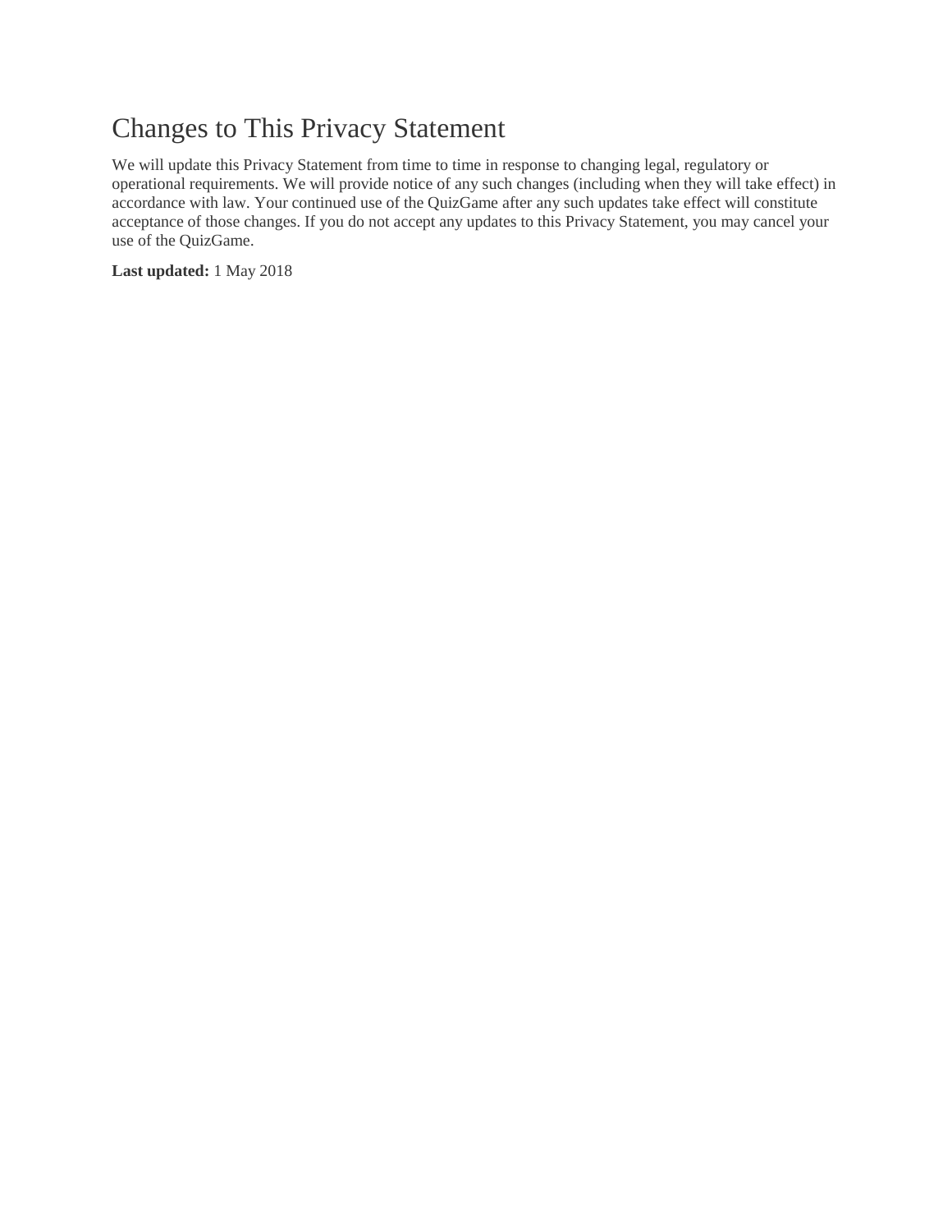## Changes to This Privacy Statement

We will update this Privacy Statement from time to time in response to changing legal, regulatory or operational requirements. We will provide notice of any such changes (including when they will take effect) in accordance with law. Your continued use of the QuizGame after any such updates take effect will constitute acceptance of those changes. If you do not accept any updates to this Privacy Statement, you may cancel your use of the QuizGame.

**Last updated:** 1 May 2018